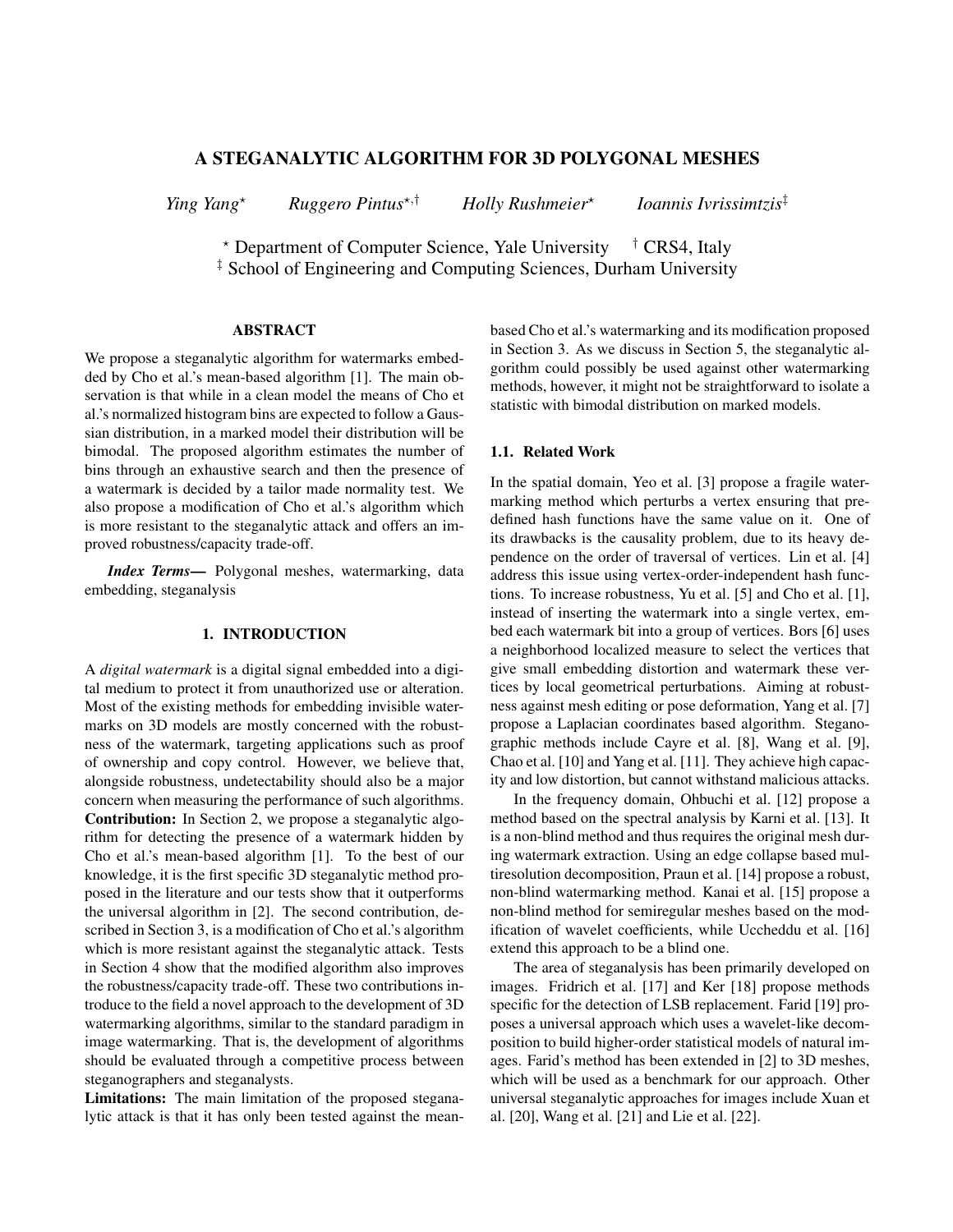# A STEGANALYTIC ALGORITHM FOR 3D POLYGONAL MESHES

*Ying Yang*[⋆] *Ruggero Pintus*[⋆,†] *Holly Rushmeier*[⋆] *Ioannis Ivrissimtzis*[‡]

[⋆] Department of Computer Science, Yale University [†] CRS4, Italy
[‡] School of Engineering and Computing Sciences, Durham University

## ABSTRACT

We propose a steganalytic algorithm for watermarks embedded by Cho et al.'s mean-based algorithm [1]. The main observation is that while in a clean model the means of Cho et al.'s normalized histogram bins are expected to follow a Gaussian distribution, in a marked model their distribution will be bimodal. The proposed algorithm estimates the number of bins through an exhaustive search and then the presence of a watermark is decided by a tailor made normality test. We also propose a modification of Cho et al.'s algorithm which is more resistant to the steganalytic attack and offers an improved robustness/capacity trade-off.

***Index Terms*—** Polygonal meshes, watermarking, data embedding, steganalysis

## 1. INTRODUCTION

A *digital watermark* is a digital signal embedded into a digital medium to protect it from unauthorized use or alteration. Most of the existing methods for embedding invisible watermarks on 3D models are mostly concerned with the robustness of the watermark, targeting applications such as proof of ownership and copy control. However, we believe that, alongside robustness, undetectability should also be a major concern when measuring the performance of such algorithms.

**Contribution:** In Section 2, we propose a steganalytic algorithm for detecting the presence of a watermark hidden by Cho et al.'s mean-based algorithm [1]. To the best of our knowledge, it is the first specific 3D steganalytic method proposed in the literature and our tests show that it outperforms the universal algorithm in [2]. The second contribution, described in Section 3, is a modification of Cho et al.'s algorithm which is more resistant against the steganalytic attack. Tests in Section 4 show that the modified algorithm also improves the robustness/capacity trade-off. These two contributions introduce to the field a novel approach to the development of 3D watermarking algorithms, similar to the standard paradigm in image watermarking. That is, the development of algorithms should be evaluated through a competitive process between steganographers and steganalysts.

**Limitations:** The main limitation of the proposed steganalytic attack is that it has only been tested against the mean-based Cho et al.'s watermarking and its modification proposed in Section 3. As we discuss in Section 5, the steganalytic algorithm could possibly be used against other watermarking methods, however, it might not be straightforward to isolate a statistic with bimodal distribution on marked models.

### 1.1. Related Work

In the spatial domain, Yeo et al. [3] propose a fragile watermarking method which perturbs a vertex ensuring that predefined hash functions have the same value on it. One of its drawbacks is the causality problem, due to its heavy dependence on the order of traversal of vertices. Lin et al. [4] address this issue using vertex-order-independent hash functions. To increase robustness, Yu et al. [5] and Cho et al. [1], instead of inserting the watermark into a single vertex, embed each watermark bit into a group of vertices. Bors [6] uses a neighborhood localized measure to select the vertices that give small embedding distortion and watermark these vertices by local geometrical perturbations. Aiming at robustness against mesh editing or pose deformation, Yang et al. [7] propose a Laplacian coordinates based algorithm. Steganographic methods include Cayre et al. [8], Wang et al. [9], Chao et al. [10] and Yang et al. [11]. They achieve high capacity and low distortion, but cannot withstand malicious attacks.

In the frequency domain, Ohbuchi et al. [12] propose a method based on the spectral analysis by Karni et al. [13]. It is a non-blind method and thus requires the original mesh during watermark extraction. Using an edge collapse based multiresolution decomposition, Praun et al. [14] propose a robust, non-blind watermarking method. Kanai et al. [15] propose a non-blind method for semiregular meshes based on the modification of wavelet coefficients, while Uccheddu et al. [16] extend this approach to be a blind one.

The area of steganalysis has been primarily developed on images. Fridrich et al. [17] and Ker [18] propose methods specific for the detection of LSB replacement. Farid [19] proposes a universal approach which uses a wavelet-like decomposition to build higher-order statistical models of natural images. Farid's method has been extended in [2] to 3D meshes, which will be used as a benchmark for our approach. Other universal steganalytic approaches for images include Xuan et al. [20], Wang et al. [21] and Lie et al. [22].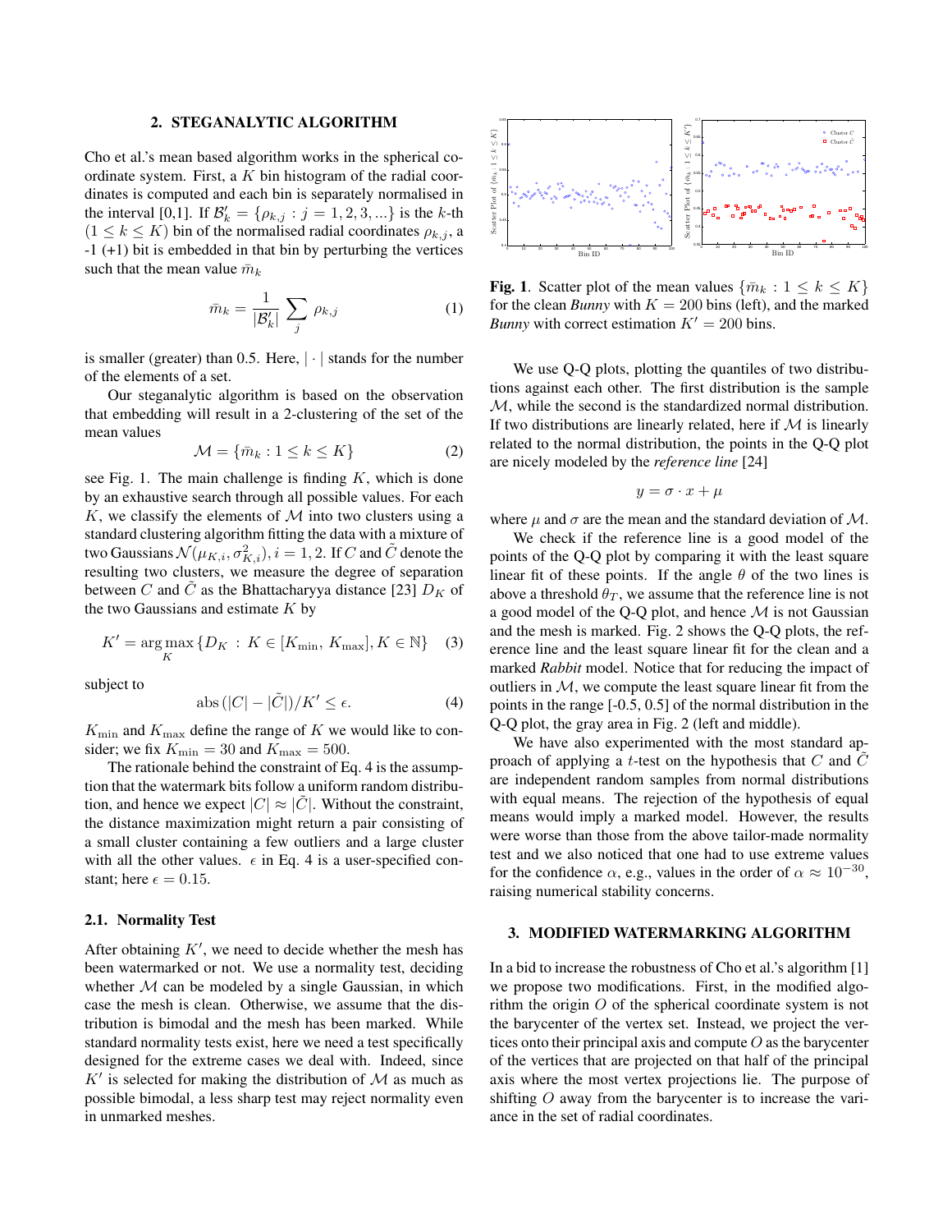## 2. STEGANALYTIC ALGORITHM

Cho et al.'s mean based algorithm works in the spherical coordinate system. First, a $K$ bin histogram of the radial coordinates is computed and each bin is separately normalised in the interval [0,1]. If $\mathcal{B}'_k = \{\rho_{k,j} : j = 1, 2, 3, ...\}$ is the $k$-th $(1 \leq k \leq K)$ bin of the normalised radial coordinates $\rho_{k,j}$, a -1 (+1) bit is embedded in that bin by perturbing the vertices such that the mean value $\bar{m}_k$

$$\bar{m}_k = \frac{1}{|\mathcal{B}'_k|} \sum_j \rho_{k,j} \tag{1}$$

is smaller (greater) than 0.5. Here, $|\cdot|$ stands for the number of the elements of a set.

Our steganalytic algorithm is based on the observation that embedding will result in a 2-clustering of the set of the mean values

$$\mathcal{M} = \{\bar{m}_k : 1 \leq k \leq K\} \tag{2}$$

see Fig. 1. The main challenge is finding $K$, which is done by an exhaustive search through all possible values. For each $K$, we classify the elements of $\mathcal{M}$ into two clusters using a standard clustering algorithm fitting the data with a mixture of two Gaussians $\mathcal{N}(\mu_{K,i}, \sigma^2_{K,i}), i = 1, 2$. If $C$ and $\tilde{C}$ denote the resulting two clusters, we measure the degree of separation between $C$ and $\tilde{C}$ as the Bhattacharyya distance [23] $D_K$ of the two Gaussians and estimate $K$ by

$$K' = \arg\max_K \{D_K : K \in [K_{\min}, K_{\max}], K \in \mathbb{N}\} \tag{3}$$

subject to

$$\text{abs}\,(|C| - |\tilde{C}|)/K' \leq \epsilon. \tag{4}$$

$K_{\min}$ and $K_{\max}$ define the range of $K$ we would like to consider; we fix $K_{\min} = 30$ and $K_{\max} = 500$.

The rationale behind the constraint of Eq. 4 is the assumption that the watermark bits follow a uniform random distribution, and hence we expect $|C| \approx |\tilde{C}|$. Without the constraint, the distance maximization might return a pair consisting of a small cluster containing a few outliers and a large cluster with all the other values. $\epsilon$ in Eq. 4 is a user-specified constant; here $\epsilon = 0.15$.

### 2.1. Normality Test

After obtaining $K'$, we need to decide whether the mesh has been watermarked or not. We use a normality test, deciding whether $\mathcal{M}$ can be modeled by a single Gaussian, in which case the mesh is clean. Otherwise, we assume that the distribution is bimodal and the mesh has been marked. While standard normality tests exist, here we need a test specifically designed for the extreme cases we deal with. Indeed, since $K'$ is selected for making the distribution of $\mathcal{M}$ as much as possible bimodal, a less sharp test may reject normality even in unmarked meshes.

**Fig. 1**. Scatter plot of the mean values $\{\bar{m}_k : 1 \leq k \leq K\}$ for the clean *Bunny* with $K = 200$ bins (left), and the marked *Bunny* with correct estimation $K' = 200$ bins.

We use Q-Q plots, plotting the quantiles of two distributions against each other. The first distribution is the sample $\mathcal{M}$, while the second is the standardized normal distribution. If two distributions are linearly related, here if $\mathcal{M}$ is linearly related to the normal distribution, the points in the Q-Q plot are nicely modeled by the *reference line* [24]

$$y = \sigma \cdot x + \mu$$

where $\mu$ and $\sigma$ are the mean and the standard deviation of $\mathcal{M}$.

We check if the reference line is a good model of the points of the Q-Q plot by comparing it with the least square linear fit of these points. If the angle $\theta$ of the two lines is above a threshold $\theta_T$, we assume that the reference line is not a good model of the Q-Q plot, and hence $\mathcal{M}$ is not Gaussian and the mesh is marked. Fig. 2 shows the Q-Q plots, the reference line and the least square linear fit for the clean and a marked *Rabbit* model. Notice that for reducing the impact of outliers in $\mathcal{M}$, we compute the least square linear fit from the points in the range [-0.5, 0.5] of the normal distribution in the Q-Q plot, the gray area in Fig. 2 (left and middle).

We have also experimented with the most standard approach of applying a $t$-test on the hypothesis that $C$ and $\tilde{C}$ are independent random samples from normal distributions with equal means. The rejection of the hypothesis of equal means would imply a marked model. However, the results were worse than those from the above tailor-made normality test and we also noticed that one had to use extreme values for the confidence $\alpha$, e.g., values in the order of $\alpha \approx 10^{-30}$, raising numerical stability concerns.

## 3. MODIFIED WATERMARKING ALGORITHM

In a bid to increase the robustness of Cho et al.'s algorithm [1] we propose two modifications. First, in the modified algorithm the origin $O$ of the spherical coordinate system is not the barycenter of the vertex set. Instead, we project the vertices onto their principal axis and compute $O$ as the barycenter of the vertices that are projected on that half of the principal axis where the most vertex projections lie. The purpose of shifting $O$ away from the barycenter is to increase the variance in the set of radial coordinates.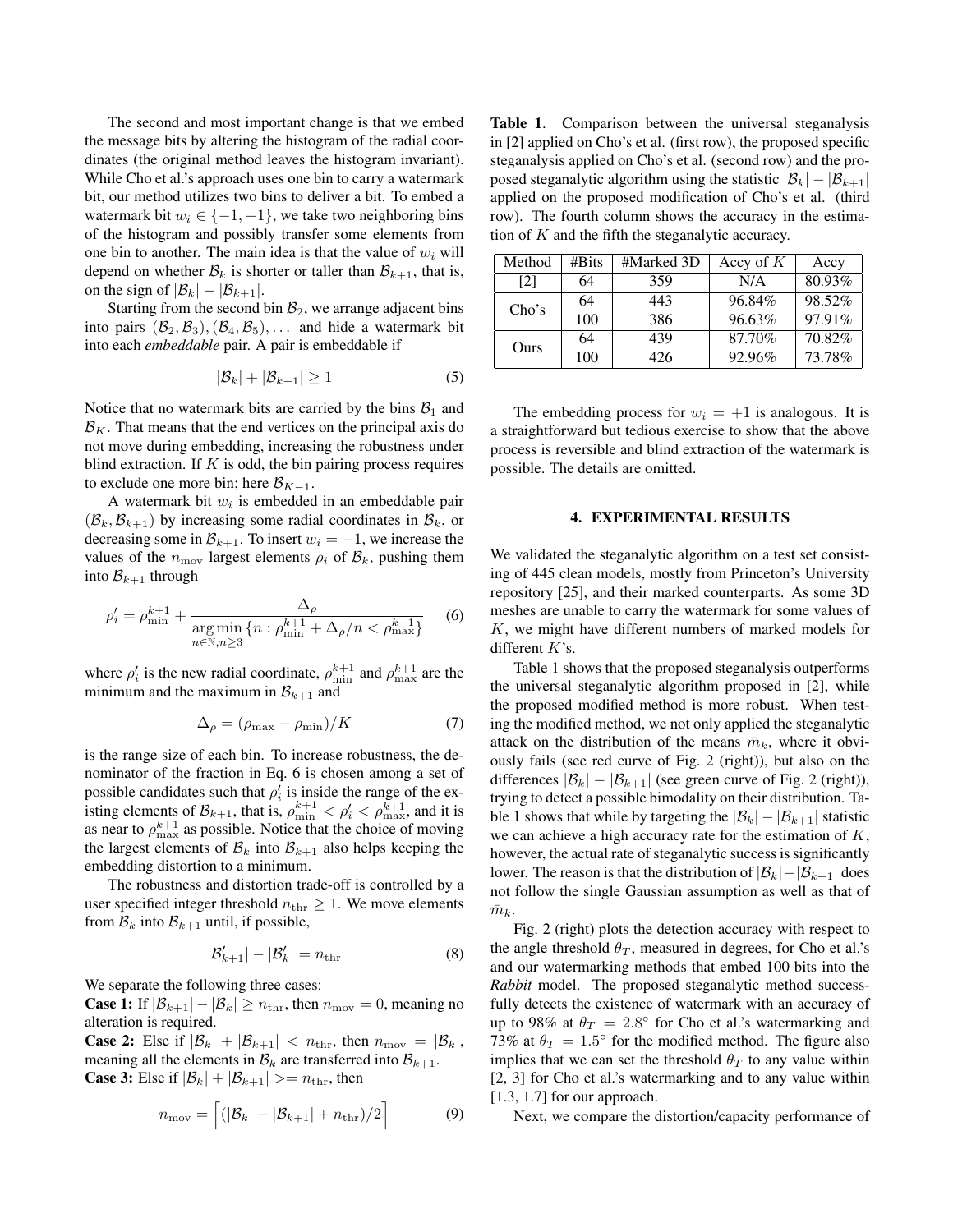The second and most important change is that we embed the message bits by altering the histogram of the radial coordinates (the original method leaves the histogram invariant). While Cho et al.'s approach uses one bin to carry a watermark bit, our method utilizes two bins to deliver a bit. To embed a watermark bit $w_i \in \{-1, +1\}$, we take two neighboring bins of the histogram and possibly transfer some elements from one bin to another. The main idea is that the value of $w_i$ will depend on whether $\mathcal{B}_k$ is shorter or taller than $\mathcal{B}_{k+1}$, that is, on the sign of $|\mathcal{B}_k| - |\mathcal{B}_{k+1}|$.

Starting from the second bin $\mathcal{B}_2$, we arrange adjacent bins into pairs $(\mathcal{B}_2, \mathcal{B}_3), (\mathcal{B}_4, \mathcal{B}_5), \ldots$ and hide a watermark bit into each *embeddable* pair. A pair is embeddable if

$$|\mathcal{B}_k| + |\mathcal{B}_{k+1}| \geq 1 \quad (5)$$

Notice that no watermark bits are carried by the bins $\mathcal{B}_1$ and $\mathcal{B}_K$. That means that the end vertices on the principal axis do not move during embedding, increasing the robustness under blind extraction. If $K$ is odd, the bin pairing process requires to exclude one more bin; here $\mathcal{B}_{K-1}$.

A watermark bit $w_i$ is embedded in an embeddable pair $(\mathcal{B}_k, \mathcal{B}_{k+1})$ by increasing some radial coordinates in $\mathcal{B}_k$, or decreasing some in $\mathcal{B}_{k+1}$. To insert $w_i = -1$, we increase the values of the $n_{\text{mov}}$ largest elements $\rho_i$ of $\mathcal{B}_k$, pushing them into $\mathcal{B}_{k+1}$ through

$$\rho_i' = \rho_{\min}^{k+1} + \frac{\Delta_\rho}{\underset{n \in \mathbb{N}, n \geq 3}{\arg\min} \{n : \rho_{\min}^{k+1} + \Delta_\rho / n < \rho_{\max}^{k+1}\}} \quad (6)$$

where $\rho_i'$ is the new radial coordinate, $\rho_{\min}^{k+1}$ and $\rho_{\max}^{k+1}$ are the minimum and the maximum in $\mathcal{B}_{k+1}$ and

$$\Delta_\rho = (\rho_{\max} - \rho_{\min})/K \quad (7)$$

is the range size of each bin. To increase robustness, the denominator of the fraction in Eq. 6 is chosen among a set of possible candidates such that $\rho_i'$ is inside the range of the existing elements of $\mathcal{B}_{k+1}$, that is, $\rho_{\min}^{k+1} < \rho_i' < \rho_{\max}^{k+1}$, and it is as near to $\rho_{\max}^{k+1}$ as possible. Notice that the choice of moving the largest elements of $\mathcal{B}_k$ into $\mathcal{B}_{k+1}$ also helps keeping the embedding distortion to a minimum.

The robustness and distortion trade-off is controlled by a user specified integer threshold $n_{\text{thr}} \geq 1$. We move elements from $\mathcal{B}_k$ into $\mathcal{B}_{k+1}$ until, if possible,

$$|\mathcal{B}_{k+1}'| - |\mathcal{B}_k'| = n_{\text{thr}} \quad (8)$$

We separate the following three cases:

**Case 1:** If $|\mathcal{B}_{k+1}| - |\mathcal{B}_k| \geq n_{\text{thr}}$, then $n_{\text{mov}} = 0$, meaning no alteration is required.

**Case 2:** Else if $|\mathcal{B}_k| + |\mathcal{B}_{k+1}| < n_{\text{thr}}$, then $n_{\text{mov}} = |\mathcal{B}_k|$, meaning all the elements in $\mathcal{B}_k$ are transferred into $\mathcal{B}_{k+1}$.

**Case 3:** Else if $|\mathcal{B}_k| + |\mathcal{B}_{k+1}| >= n_{\text{thr}}$, then

$$n_{\text{mov}} = \left\lceil (|\mathcal{B}_k| - |\mathcal{B}_{k+1}| + n_{\text{thr}})/2 \right\rceil \quad (9)$$

**Table 1**. Comparison between the universal steganalysis in [2] applied on Cho's et al. (first row), the proposed specific steganalysis applied on Cho's et al. (second row) and the proposed steganalytic algorithm using the statistic $|\mathcal{B}_k| - |\mathcal{B}_{k+1}|$ applied on the proposed modification of Cho's et al. (third row). The fourth column shows the accuracy in the estimation of $K$ and the fifth the steganalytic accuracy.

| Method | #Bits | #Marked 3D | Accy of $K$ | Accy |
|---|---|---|---|---|
| [2] | 64 | 359 | N/A | 80.93% |
| Cho's | 64 | 443 | 96.84% | 98.52% |
| | 100 | 386 | 96.63% | 97.91% |
| Ours | 64 | 439 | 87.70% | 70.82% |
| | 100 | 426 | 92.96% | 73.78% |

The embedding process for $w_i = +1$ is analogous. It is a straightforward but tedious exercise to show that the above process is reversible and blind extraction of the watermark is possible. The details are omitted.

## 4. EXPERIMENTAL RESULTS

We validated the steganalytic algorithm on a test set consisting of 445 clean models, mostly from Princeton's University repository [25], and their marked counterparts. As some 3D meshes are unable to carry the watermark for some values of $K$, we might have different numbers of marked models for different $K$'s.

Table 1 shows that the proposed steganalysis outperforms the universal steganalytic algorithm proposed in [2], while the proposed modified method is more robust. When testing the modified method, we not only applied the steganalytic attack on the distribution of the means $\bar{m}_k$, where it obviously fails (see red curve of Fig. 2 (right)), but also on the differences $|\mathcal{B}_k| - |\mathcal{B}_{k+1}|$ (see green curve of Fig. 2 (right)), trying to detect a possible bimodality on their distribution. Table 1 shows that while by targeting the $|\mathcal{B}_k| - |\mathcal{B}_{k+1}|$ statistic we can achieve a high accuracy rate for the estimation of $K$, however, the actual rate of steganalytic success is significantly lower. The reason is that the distribution of $|\mathcal{B}_k| - |\mathcal{B}_{k+1}|$ does not follow the single Gaussian assumption as well as that of $\bar{m}_k$.

Fig. 2 (right) plots the detection accuracy with respect to the angle threshold $\theta_T$, measured in degrees, for Cho et al.'s and our watermarking methods that embed 100 bits into the *Rabbit* model. The proposed steganalytic method successfully detects the existence of watermark with an accuracy of up to 98% at $\theta_T = 2.8^\circ$ for Cho et al.'s watermarking and 73% at $\theta_T = 1.5^\circ$ for the modified method. The figure also implies that we can set the threshold $\theta_T$ to any value within [2, 3] for Cho et al.'s watermarking and to any value within [1.3, 1.7] for our approach.

Next, we compare the distortion/capacity performance of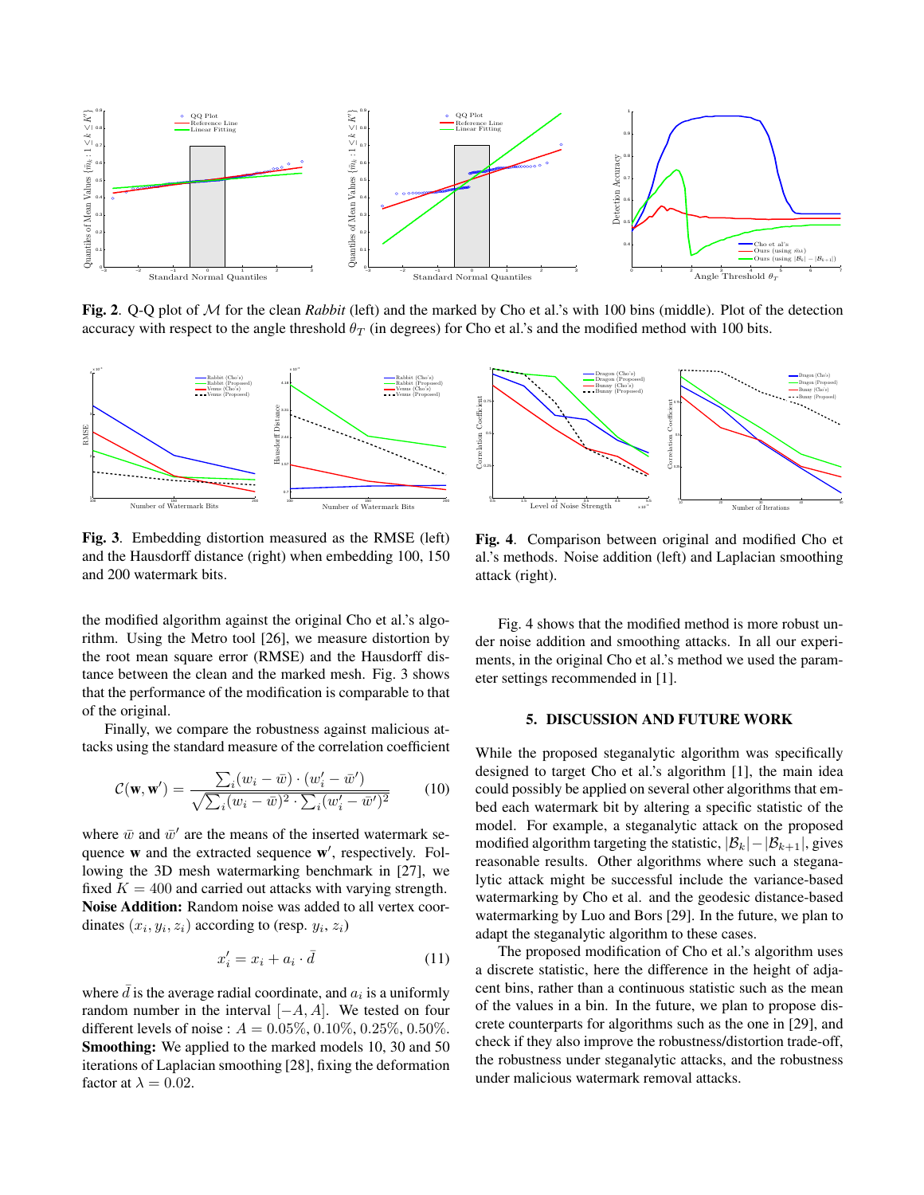**Fig. 2**. Q-Q plot of $\mathcal{M}$ for the clean *Rabbit* (left) and the marked by Cho et al.'s with 100 bins (middle). Plot of the detection accuracy with respect to the angle threshold $\theta_T$ (in degrees) for Cho et al.'s and the modified method with 100 bits.

**Fig. 3**. Embedding distortion measured as the RMSE (left) and the Hausdorff distance (right) when embedding 100, 150 and 200 watermark bits.

**Fig. 4**. Comparison between original and modified Cho et al.'s methods. Noise addition (left) and Laplacian smoothing attack (right).

the modified algorithm against the original Cho et al.'s algorithm. Using the Metro tool [26], we measure distortion by the root mean square error (RMSE) and the Hausdorff distance between the clean and the marked mesh. Fig. 3 shows that the performance of the modification is comparable to that of the original.

Finally, we compare the robustness against malicious attacks using the standard measure of the correlation coefficient

$$\mathcal{C}(\mathbf{w}, \mathbf{w}') = \frac{\sum_i (w_i - \bar{w}) \cdot (w'_i - \bar{w}')}{\sqrt{\sum_i (w_i - \bar{w})^2 \cdot \sum_i (w'_i - \bar{w}')^2}} \tag{10}$$

where $\bar{w}$ and $\bar{w}'$ are the means of the inserted watermark sequence $\mathbf{w}$ and the extracted sequence $\mathbf{w}'$, respectively. Following the 3D mesh watermarking benchmark in [27], we fixed $K = 400$ and carried out attacks with varying strength.
**Noise Addition:** Random noise was added to all vertex coordinates $(x_i, y_i, z_i)$ according to (resp. $y_i$, $z_i$)

$$x'_i = x_i + a_i \cdot \bar{d} \tag{11}$$

where $\bar{d}$ is the average radial coordinate, and $a_i$ is a uniformly random number in the interval $[-A, A]$. We tested on four different levels of noise : $A = 0.05\%, 0.10\%, 0.25\%, 0.50\%$.
**Smoothing:** We applied to the marked models 10, 30 and 50 iterations of Laplacian smoothing [28], fixing the deformation factor at $\lambda = 0.02$.

Fig. 4 shows that the modified method is more robust under noise addition and smoothing attacks. In all our experiments, in the original Cho et al.'s method we used the parameter settings recommended in [1].

## 5. DISCUSSION AND FUTURE WORK

While the proposed steganalytic algorithm was specifically designed to target Cho et al.'s algorithm [1], the main idea could possibly be applied on several other algorithms that embed each watermark bit by altering a specific statistic of the model. For example, a steganalytic attack on the proposed modified algorithm targeting the statistic, $|\mathcal{B}_k| - |\mathcal{B}_{k+1}|$, gives reasonable results. Other algorithms where such a steganalytic attack might be successful include the variance-based watermarking by Cho et al. and the geodesic distance-based watermarking by Luo and Bors [29]. In the future, we plan to adapt the steganalytic algorithm to these cases.

The proposed modification of Cho et al.'s algorithm uses a discrete statistic, here the difference in the height of adjacent bins, rather than a continuous statistic such as the mean of the values in a bin. In the future, we plan to propose discrete counterparts for algorithms such as the one in [29], and check if they also improve the robustness/distortion trade-off, the robustness under steganalytic attacks, and the robustness under malicious watermark removal attacks.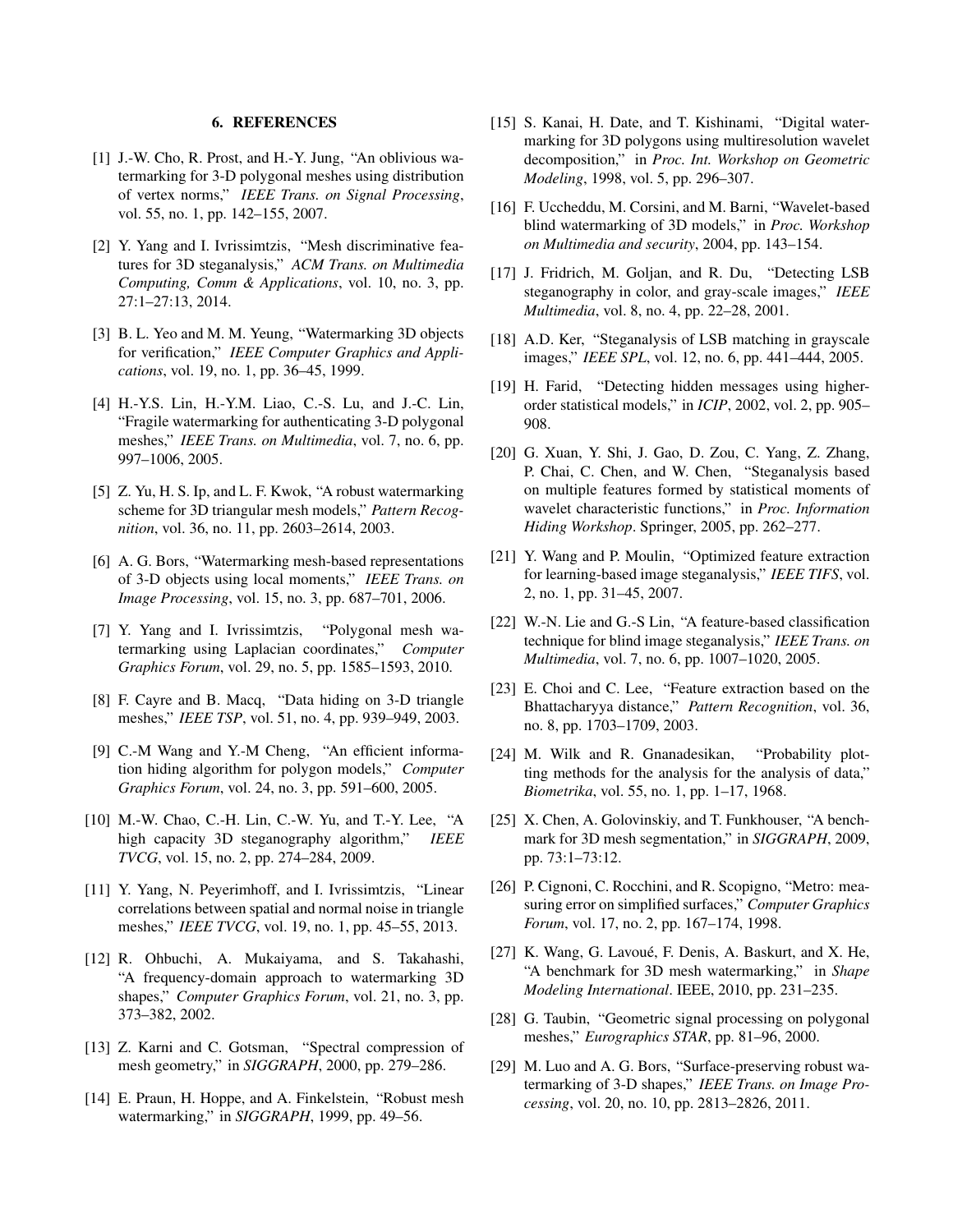## 6. REFERENCES

[1] J.-W. Cho, R. Prost, and H.-Y. Jung, "An oblivious watermarking for 3-D polygonal meshes using distribution of vertex norms," *IEEE Trans. on Signal Processing*, vol. 55, no. 1, pp. 142–155, 2007.

[2] Y. Yang and I. Ivrissimtzis, "Mesh discriminative features for 3D steganalysis," *ACM Trans. on Multimedia Computing, Comm & Applications*, vol. 10, no. 3, pp. 27:1–27:13, 2014.

[3] B. L. Yeo and M. M. Yeung, "Watermarking 3D objects for verification," *IEEE Computer Graphics and Applications*, vol. 19, no. 1, pp. 36–45, 1999.

[4] H.-Y.S. Lin, H.-Y.M. Liao, C.-S. Lu, and J.-C. Lin, "Fragile watermarking for authenticating 3-D polygonal meshes," *IEEE Trans. on Multimedia*, vol. 7, no. 6, pp. 997–1006, 2005.

[5] Z. Yu, H. S. Ip, and L. F. Kwok, "A robust watermarking scheme for 3D triangular mesh models," *Pattern Recognition*, vol. 36, no. 11, pp. 2603–2614, 2003.

[6] A. G. Bors, "Watermarking mesh-based representations of 3-D objects using local moments," *IEEE Trans. on Image Processing*, vol. 15, no. 3, pp. 687–701, 2006.

[7] Y. Yang and I. Ivrissimtzis, "Polygonal mesh watermarking using Laplacian coordinates," *Computer Graphics Forum*, vol. 29, no. 5, pp. 1585–1593, 2010.

[8] F. Cayre and B. Macq, "Data hiding on 3-D triangle meshes," *IEEE TSP*, vol. 51, no. 4, pp. 939–949, 2003.

[9] C.-M Wang and Y.-M Cheng, "An efficient information hiding algorithm for polygon models," *Computer Graphics Forum*, vol. 24, no. 3, pp. 591–600, 2005.

[10] M.-W. Chao, C.-H. Lin, C.-W. Yu, and T.-Y. Lee, "A high capacity 3D steganography algorithm," *IEEE TVCG*, vol. 15, no. 2, pp. 274–284, 2009.

[11] Y. Yang, N. Peyerimhoff, and I. Ivrissimtzis, "Linear correlations between spatial and normal noise in triangle meshes," *IEEE TVCG*, vol. 19, no. 1, pp. 45–55, 2013.

[12] R. Ohbuchi, A. Mukaiyama, and S. Takahashi, "A frequency-domain approach to watermarking 3D shapes," *Computer Graphics Forum*, vol. 21, no. 3, pp. 373–382, 2002.

[13] Z. Karni and C. Gotsman, "Spectral compression of mesh geometry," in *SIGGRAPH*, 2000, pp. 279–286.

[14] E. Praun, H. Hoppe, and A. Finkelstein, "Robust mesh watermarking," in *SIGGRAPH*, 1999, pp. 49–56.

[15] S. Kanai, H. Date, and T. Kishinami, "Digital watermarking for 3D polygons using multiresolution wavelet decomposition," in *Proc. Int. Workshop on Geometric Modeling*, 1998, vol. 5, pp. 296–307.

[16] F. Uccheddu, M. Corsini, and M. Barni, "Wavelet-based blind watermarking of 3D models," in *Proc. Workshop on Multimedia and security*, 2004, pp. 143–154.

[17] J. Fridrich, M. Goljan, and R. Du, "Detecting LSB steganography in color, and gray-scale images," *IEEE Multimedia*, vol. 8, no. 4, pp. 22–28, 2001.

[18] A.D. Ker, "Steganalysis of LSB matching in grayscale images," *IEEE SPL*, vol. 12, no. 6, pp. 441–444, 2005.

[19] H. Farid, "Detecting hidden messages using higher-order statistical models," in *ICIP*, 2002, vol. 2, pp. 905–908.

[20] G. Xuan, Y. Shi, J. Gao, D. Zou, C. Yang, Z. Zhang, P. Chai, C. Chen, and W. Chen, "Steganalysis based on multiple features formed by statistical moments of wavelet characteristic functions," in *Proc. Information Hiding Workshop*. Springer, 2005, pp. 262–277.

[21] Y. Wang and P. Moulin, "Optimized feature extraction for learning-based image steganalysis," *IEEE TIFS*, vol. 2, no. 1, pp. 31–45, 2007.

[22] W.-N. Lie and G.-S Lin, "A feature-based classification technique for blind image steganalysis," *IEEE Trans. on Multimedia*, vol. 7, no. 6, pp. 1007–1020, 2005.

[23] E. Choi and C. Lee, "Feature extraction based on the Bhattacharyya distance," *Pattern Recognition*, vol. 36, no. 8, pp. 1703–1709, 2003.

[24] M. Wilk and R. Gnanadesikan, "Probability plotting methods for the analysis for the analysis of data," *Biometrika*, vol. 55, no. 1, pp. 1–17, 1968.

[25] X. Chen, A. Golovinskiy, and T. Funkhouser, "A benchmark for 3D mesh segmentation," in *SIGGRAPH*, 2009, pp. 73:1–73:12.

[26] P. Cignoni, C. Rocchini, and R. Scopigno, "Metro: measuring error on simplified surfaces," *Computer Graphics Forum*, vol. 17, no. 2, pp. 167–174, 1998.

[27] K. Wang, G. Lavoué, F. Denis, A. Baskurt, and X. He, "A benchmark for 3D mesh watermarking," in *Shape Modeling International*. IEEE, 2010, pp. 231–235.

[28] G. Taubin, "Geometric signal processing on polygonal meshes," *Eurographics STAR*, pp. 81–96, 2000.

[29] M. Luo and A. G. Bors, "Surface-preserving robust watermarking of 3-D shapes," *IEEE Trans. on Image Processing*, vol. 20, no. 10, pp. 2813–2826, 2011.